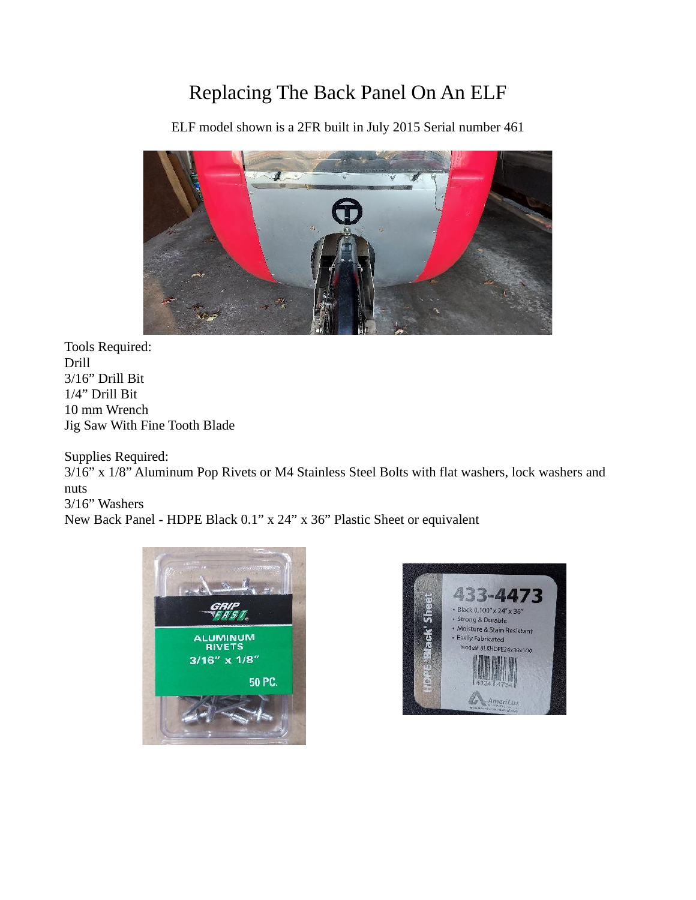# Replacing The Back Panel On An ELF

ELF model shown is a 2FR built in July 2015 Serial number 461

Tools Required:
Drill
3/16” Drill Bit
1/4” Drill Bit
10 mm Wrench
Jig Saw With Fine Tooth Blade

Supplies Required:
3/16” x 1/8” Aluminum Pop Rivets or M4 Stainless Steel Bolts with flat washers, lock washers and nuts
3/16” Washers
New Back Panel - HDPE Black 0.1” x 24” x 36” Plastic Sheet or equivalent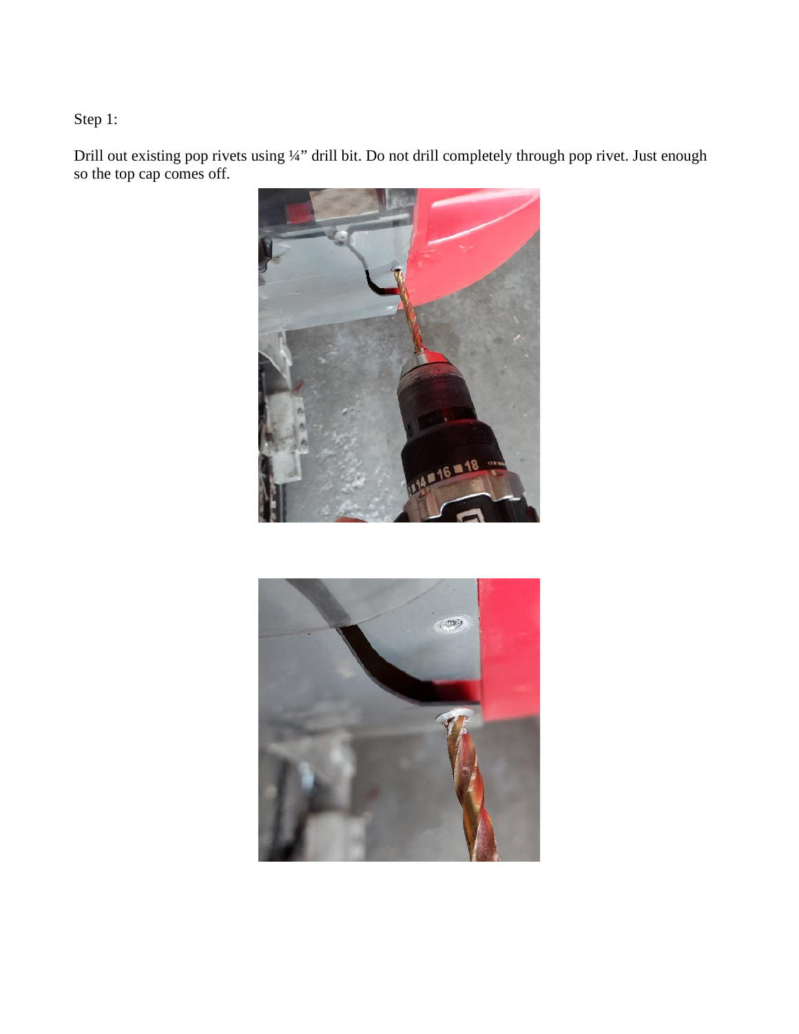Step 1:

Drill out existing pop rivets using ¼" drill bit. Do not drill completely through pop rivet. Just enough so the top cap comes off.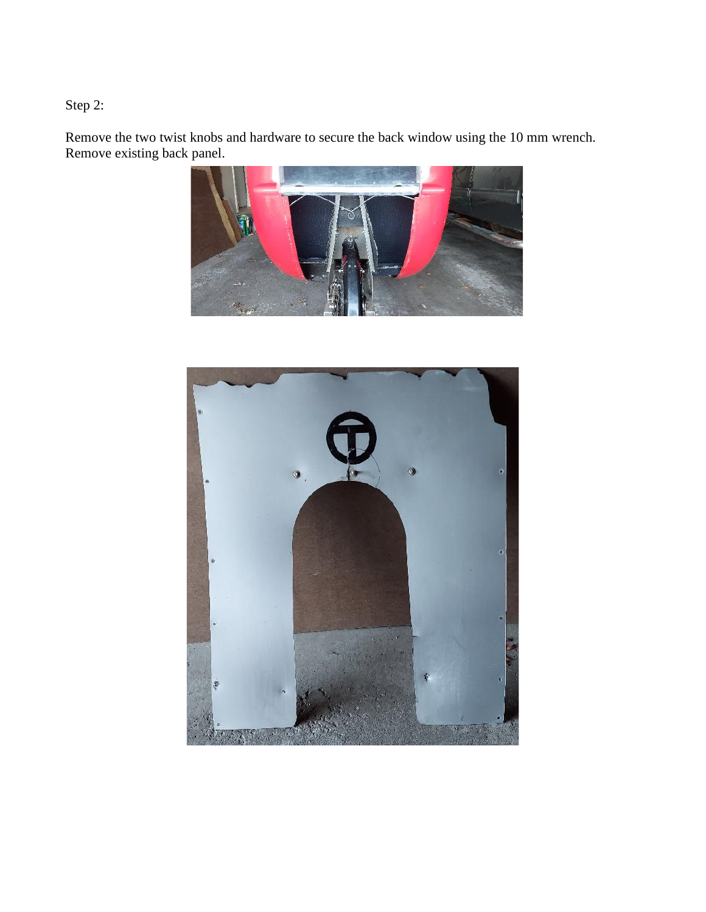Step 2:

Remove the two twist knobs and hardware to secure the back window using the 10 mm wrench.
Remove existing back panel.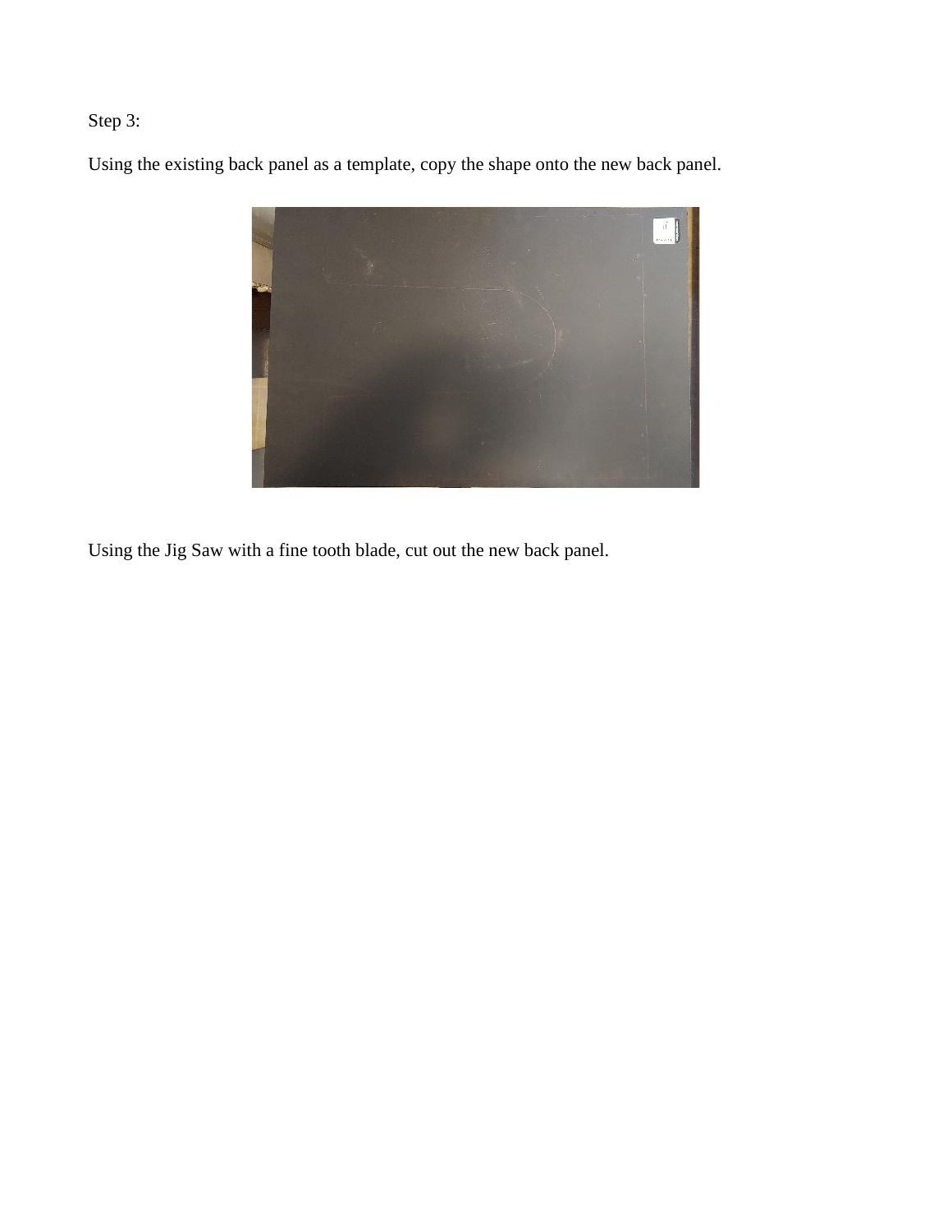Step 3:

Using the existing back panel as a template, copy the shape onto the new back panel.

Using the Jig Saw with a fine tooth blade, cut out the new back panel.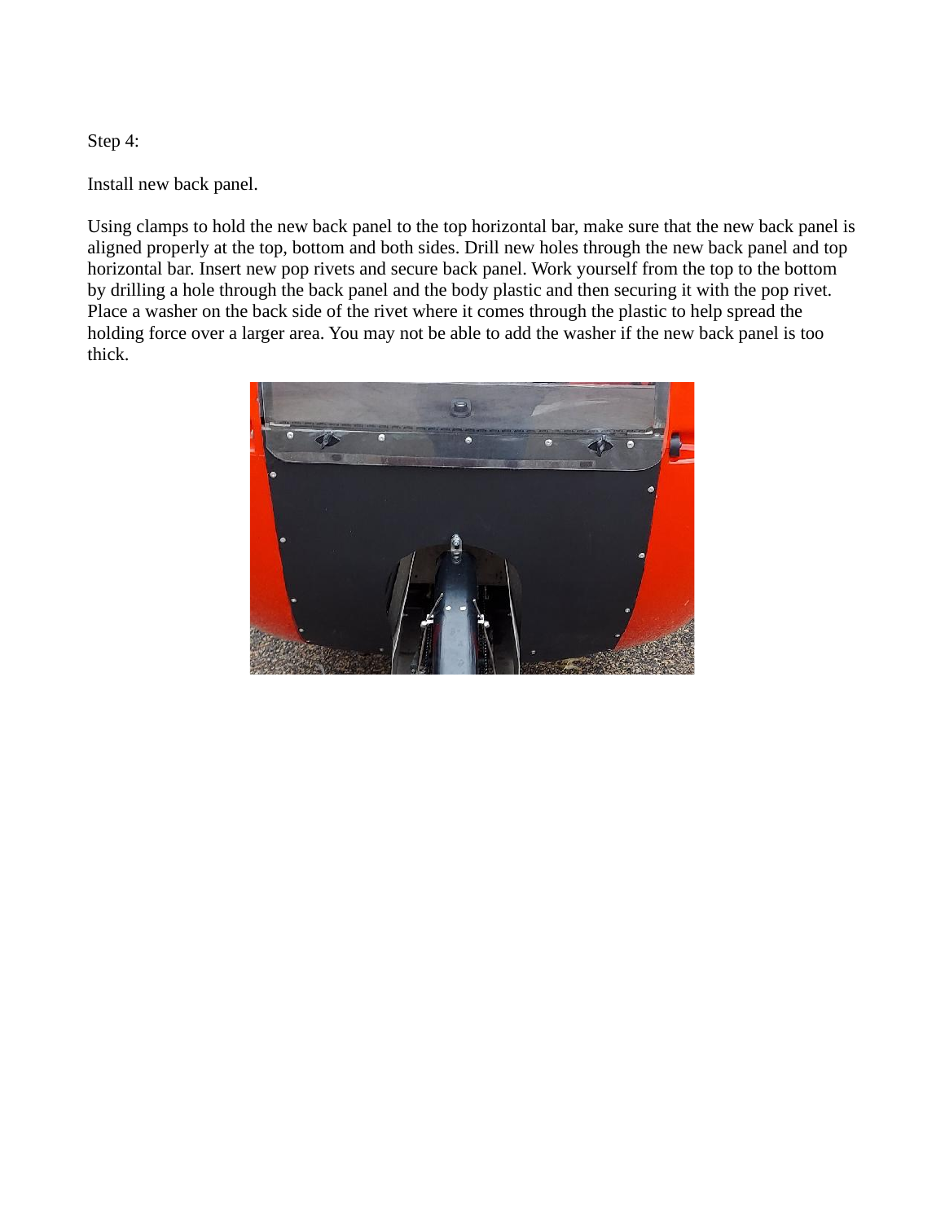Step 4:

Install new back panel.

Using clamps to hold the new back panel to the top horizontal bar, make sure that the new back panel is aligned properly at the top, bottom and both sides. Drill new holes through the new back panel and top horizontal bar. Insert new pop rivets and secure back panel. Work yourself from the top to the bottom by drilling a hole through the back panel and the body plastic and then securing it with the pop rivet. Place a washer on the back side of the rivet where it comes through the plastic to help spread the holding force over a larger area. You may not be able to add the washer if the new back panel is too thick.